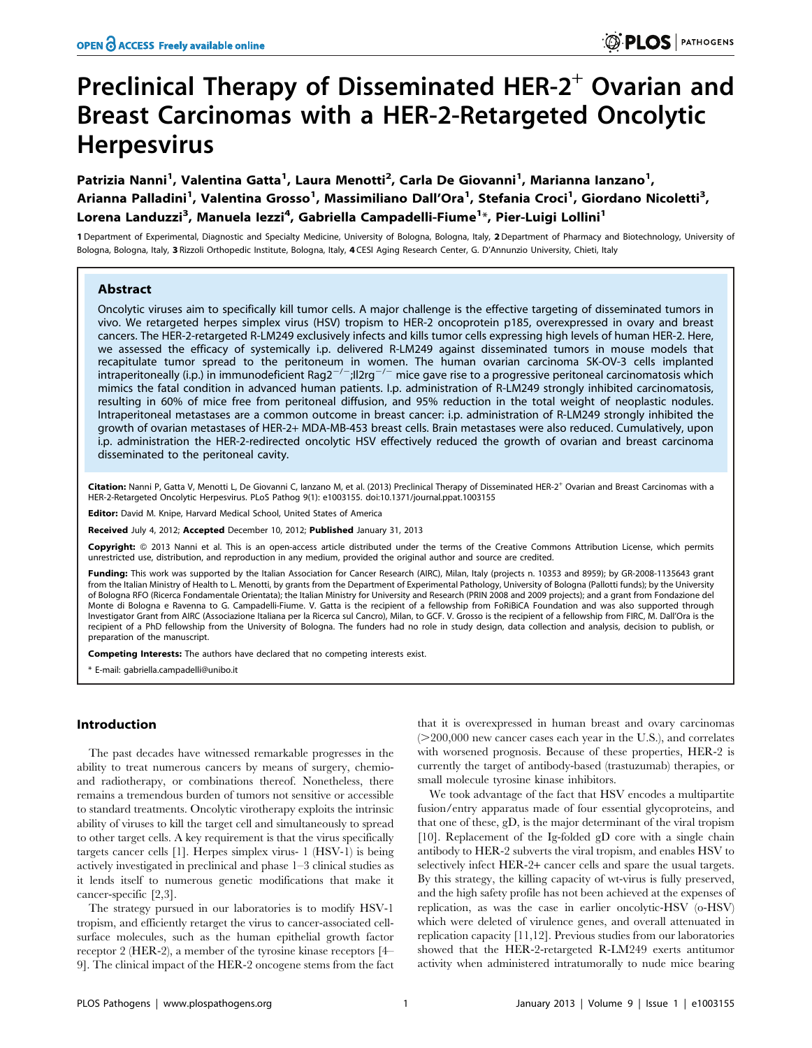# Preclinical Therapy of Disseminated HER-2$^+$ Ovarian and Breast Carcinomas with a HER-2-Retargeted Oncolytic Herpesvirus

Patrizia Nanni[1], Valentina Gatta[1], Laura Menotti[2], Carla De Giovanni[1], Marianna Ianzano[1], Arianna Palladini[1], Valentina Grosso[1], Massimiliano Dall'Ora[1], Stefania Croci[1], Giordano Nicoletti[3], Lorena Landuzzi[3], Manuela Iezzi[4], Gabriella Campadelli-Fiume[1]*, Pier-Luigi Lollini[1]

1 Department of Experimental, Diagnostic and Specialty Medicine, University of Bologna, Bologna, Italy, 2 Department of Pharmacy and Biotechnology, University of Bologna, Bologna, Italy, 3 Rizzoli Orthopedic Institute, Bologna, Italy, 4 CESI Aging Research Center, G. D'Annunzio University, Chieti, Italy

## Abstract

Oncolytic viruses aim to specifically kill tumor cells. A major challenge is the effective targeting of disseminated tumors in vivo. We retargeted herpes simplex virus (HSV) tropism to HER-2 oncoprotein p185, overexpressed in ovary and breast cancers. The HER-2-retargeted R-LM249 exclusively infects and kills tumor cells expressing high levels of human HER-2. Here, we assessed the efficacy of systemically i.p. delivered R-LM249 against disseminated tumors in mouse models that recapitulate tumor spread to the peritoneum in women. The human ovarian carcinoma SK-OV-3 cells implanted intraperitoneally (i.p.) in immunodeficient Rag2$^{-/-}$;Il2rg$^{-/-}$ mice gave rise to a progressive peritoneal carcinomatosis which mimics the fatal condition in advanced human patients. I.p. administration of R-LM249 strongly inhibited carcinomatosis, resulting in 60% of mice free from peritoneal diffusion, and 95% reduction in the total weight of neoplastic nodules. Intraperitoneal metastases are a common outcome in breast cancer: i.p. administration of R-LM249 strongly inhibited the growth of ovarian metastases of HER-2+ MDA-MB-453 breast cells. Brain metastases were also reduced. Cumulatively, upon i.p. administration the HER-2-redirected oncolytic HSV effectively reduced the growth of ovarian and breast carcinoma disseminated to the peritoneal cavity.

**Citation:** Nanni P, Gatta V, Menotti L, De Giovanni C, Ianzano M, et al. (2013) Preclinical Therapy of Disseminated HER-2$^+$ Ovarian and Breast Carcinomas with a HER-2-Retargeted Oncolytic Herpesvirus. PLoS Pathog 9(1): e1003155. doi:10.1371/journal.ppat.1003155

**Editor:** David M. Knipe, Harvard Medical School, United States of America

**Received** July 4, 2012; **Accepted** December 10, 2012; **Published** January 31, 2013

**Copyright:** © 2013 Nanni et al. This is an open-access article distributed under the terms of the Creative Commons Attribution License, which permits unrestricted use, distribution, and reproduction in any medium, provided the original author and source are credited.

**Funding:** This work was supported by the Italian Association for Cancer Research (AIRC), Milan, Italy (projects n. 10353 and 8959); by GR-2008-1135643 grant from the Italian Ministry of Health to L. Menotti, by grants from the Department of Experimental Pathology, University of Bologna (Pallotti funds); by the University of Bologna RFO (Ricerca Fondamentale Orientata); the Italian Ministry for University and Research (PRIN 2008 and 2009 projects); and a grant from Fondazione del Monte di Bologna e Ravenna to G. Campadelli-Fiume. V. Gatta is the recipient of a fellowship from FoRiBiCA Foundation and was also supported through Investigator Grant from AIRC (Associazione Italiana per la Ricerca sul Cancro), Milan, to GCF. V. Grosso is the recipient of a fellowship from FIRC, M. Dall'Ora is the recipient of a PhD fellowship from the University of Bologna. The funders had no role in study design, data collection and analysis, decision to publish, or preparation of the manuscript.

**Competing Interests:** The authors have declared that no competing interests exist.

* E-mail: gabriella.campadelli@unibo.it

## Introduction

The past decades have witnessed remarkable progresses in the ability to treat numerous cancers by means of surgery, chemio- and radiotherapy, or combinations thereof. Nonetheless, there remains a tremendous burden of tumors not sensitive or accessible to standard treatments. Oncolytic virotherapy exploits the intrinsic ability of viruses to kill the target cell and simultaneously to spread to other target cells. A key requirement is that the virus specifically targets cancer cells [1]. Herpes simplex virus- 1 (HSV-1) is being actively investigated in preclinical and phase 1–3 clinical studies as it lends itself to numerous genetic modifications that make it cancer-specific [2,3].

The strategy pursued in our laboratories is to modify HSV-1 tropism, and efficiently retarget the virus to cancer-associated cell-surface molecules, such as the human epithelial growth factor receptor 2 (HER-2), a member of the tyrosine kinase receptors [4–9]. The clinical impact of the HER-2 oncogene stems from the fact that it is overexpressed in human breast and ovary carcinomas (>200,000 new cancer cases each year in the U.S.), and correlates with worsened prognosis. Because of these properties, HER-2 is currently the target of antibody-based (trastuzumab) therapies, or small molecule tyrosine kinase inhibitors.

We took advantage of the fact that HSV encodes a multipartite fusion/entry apparatus made of four essential glycoproteins, and that one of these, gD, is the major determinant of the viral tropism [10]. Replacement of the Ig-folded gD core with a single chain antibody to HER-2 subverts the viral tropism, and enables HSV to selectively infect HER-2+ cancer cells and spare the usual targets. By this strategy, the killing capacity of wt-virus is fully preserved, and the high safety profile has not been achieved at the expenses of replication, as was the case in earlier oncolytic-HSV (o-HSV) which were deleted of virulence genes, and overall attenuated in replication capacity [11,12]. Previous studies from our laboratories showed that the HER-2-retargeted R-LM249 exerts antitumor activity when administered intratumorally to nude mice bearing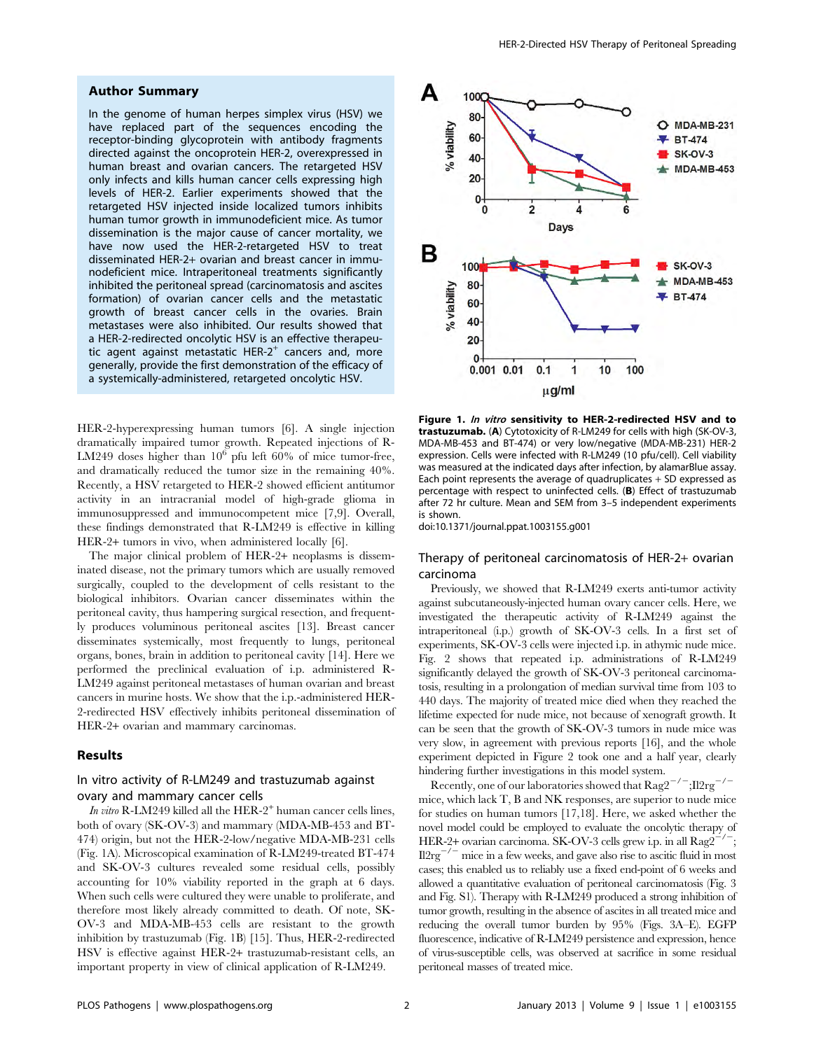## Author Summary

In the genome of human herpes simplex virus (HSV) we have replaced part of the sequences encoding the receptor-binding glycoprotein with antibody fragments directed against the oncoprotein HER-2, overexpressed in human breast and ovarian cancers. The retargeted HSV only infects and kills human cancer cells expressing high levels of HER-2. Earlier experiments showed that the retargeted HSV injected inside localized tumors inhibits human tumor growth in immunodeficient mice. As tumor dissemination is the major cause of cancer mortality, we have now used the HER-2-retargeted HSV to treat disseminated HER-2+ ovarian and breast cancer in immunodeficient mice. Intraperitoneal treatments significantly inhibited the peritoneal spread (carcinomatosis and ascites formation) of ovarian cancer cells and the metastatic growth of breast cancer cells in the ovaries. Brain metastases were also inhibited. Our results showed that a HER-2-redirected oncolytic HSV is an effective therapeutic agent against metastatic HER-2$^+$ cancers and, more generally, provide the first demonstration of the efficacy of a systemically-administered, retargeted oncolytic HSV.

HER-2-hyperexpressing human tumors [6]. A single injection dramatically impaired tumor growth. Repeated injections of R-LM249 doses higher than $10^6$ pfu left 60% of mice tumor-free, and dramatically reduced the tumor size in the remaining 40%. Recently, a HSV retargeted to HER-2 showed efficient antitumor activity in an intracranial model of high-grade glioma in immunosuppressed and immunocompetent mice [7,9]. Overall, these findings demonstrated that R-LM249 is effective in killing HER-2+ tumors in vivo, when administered locally [6].

The major clinical problem of HER-2+ neoplasms is disseminated disease, not the primary tumors which are usually removed surgically, coupled to the development of cells resistant to the biological inhibitors. Ovarian cancer disseminates within the peritoneal cavity, thus hampering surgical resection, and frequently produces voluminous peritoneal ascites [13]. Breast cancer disseminates systemically, most frequently to lungs, peritoneal organs, bones, brain in addition to peritoneal cavity [14]. Here we performed the preclinical evaluation of i.p. administered R-LM249 against peritoneal metastases of human ovarian and breast cancers in murine hosts. We show that the i.p.-administered HER-2-redirected HSV effectively inhibits peritoneal dissemination of HER-2+ ovarian and mammary carcinomas.

## Results

### In vitro activity of R-LM249 and trastuzumab against ovary and mammary cancer cells

*In vitro* R-LM249 killed all the HER-2$^+$ human cancer cells lines, both of ovary (SK-OV-3) and mammary (MDA-MB-453 and BT-474) origin, but not the HER-2-low/negative MDA-MB-231 cells (Fig. 1A). Microscopical examination of R-LM249-treated BT-474 and SK-OV-3 cultures revealed some residual cells, possibly accounting for 10% viability reported in the graph at 6 days. When such cells were cultured they were unable to proliferate, and therefore most likely already committed to death. Of note, SK-OV-3 and MDA-MB-453 cells are resistant to the growth inhibition by trastuzumab (Fig. 1B) [15]. Thus, HER-2-redirected HSV is effective against HER-2+ trastuzumab-resistant cells, an important property in view of clinical application of R-LM249.

**Figure 1. *In vitro* sensitivity to HER-2-redirected HSV and to trastuzumab.** (**A**) Cytotoxicity of R-LM249 for cells with high (SK-OV-3, MDA-MB-453 and BT-474) or very low/negative (MDA-MB-231) HER-2 expression. Cells were infected with R-LM249 (10 pfu/cell). Cell viability was measured at the indicated days after infection, by alamarBlue assay. Each point represents the average of quadruplicates + SD expressed as percentage with respect to uninfected cells. (**B**) Effect of trastuzumab after 72 hr culture. Mean and SEM from 3–5 independent experiments is shown.
doi:10.1371/journal.ppat.1003155.g001

### Therapy of peritoneal carcinomatosis of HER-2+ ovarian carcinoma

Previously, we showed that R-LM249 exerts anti-tumor activity against subcutaneously-injected human ovary cancer cells. Here, we investigated the therapeutic activity of R-LM249 against the intraperitoneal (i.p.) growth of SK-OV-3 cells. In a first set of experiments, SK-OV-3 cells were injected i.p. in athymic nude mice. Fig. 2 shows that repeated i.p. administrations of R-LM249 significantly delayed the growth of SK-OV-3 peritoneal carcinomatosis, resulting in a prolongation of median survival time from 103 to 440 days. The majority of treated mice died when they reached the lifetime expected for nude mice, not because of xenograft growth. It can be seen that the growth of SK-OV-3 tumors in nude mice was very slow, in agreement with previous reports [16], and the whole experiment depicted in Figure 2 took one and a half year, clearly hindering further investigations in this model system.

Recently, one of our laboratories showed that Rag2$^{-/-}$;Il2rg$^{-/-}$ mice, which lack T, B and NK responses, are superior to nude mice for studies on human tumors [17,18]. Here, we asked whether the novel model could be employed to evaluate the oncolytic therapy of HER-2+ ovarian carcinoma. SK-OV-3 cells grew i.p. in all Rag2$^{-/-}$;Il2rg$^{-/-}$ mice in a few weeks, and gave also rise to ascitic fluid in most cases; this enabled us to reliably use a fixed end-point of 6 weeks and allowed a quantitative evaluation of peritoneal carcinomatosis (Fig. 3 and Fig. S1). Therapy with R-LM249 produced a strong inhibition of tumor growth, resulting in the absence of ascites in all treated mice and reducing the overall tumor burden by 95% (Figs. 3A–E). EGFP fluorescence, indicative of R-LM249 persistence and expression, hence of virus-susceptible cells, was observed at sacrifice in some residual peritoneal masses of treated mice.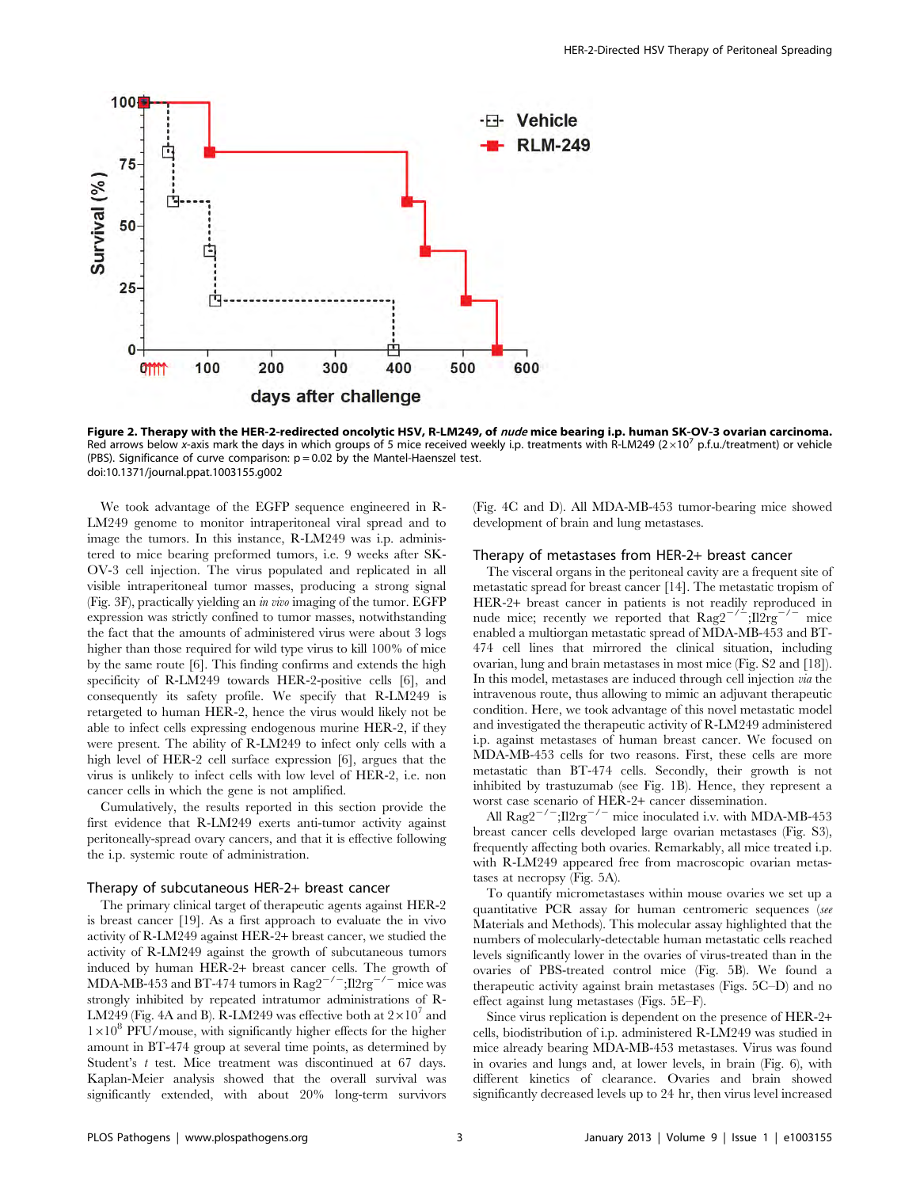**Figure 2. Therapy with the HER-2-redirected oncolytic HSV, R-LM249, of *nude* mice bearing i.p. human SK-OV-3 ovarian carcinoma.** Red arrows below *x*-axis mark the days in which groups of 5 mice received weekly i.p. treatments with R-LM249 ($2\times10^7$ p.f.u./treatment) or vehicle (PBS). Significance of curve comparison: $p = 0.02$ by the Mantel-Haenszel test.
doi:10.1371/journal.ppat.1003155.g002

We took advantage of the EGFP sequence engineered in R-LM249 genome to monitor intraperitoneal viral spread and to image the tumors. In this instance, R-LM249 was i.p. administered to mice bearing preformed tumors, i.e. 9 weeks after SK-OV-3 cell injection. The virus populated and replicated in all visible intraperitoneal tumor masses, producing a strong signal (Fig. 3F), practically yielding an *in vivo* imaging of the tumor. EGFP expression was strictly confined to tumor masses, notwithstanding the fact that the amounts of administered virus were about 3 logs higher than those required for wild type virus to kill 100% of mice by the same route [6]. This finding confirms and extends the high specificity of R-LM249 towards HER-2-positive cells [6], and consequently its safety profile. We specify that R-LM249 is retargeted to human HER-2, hence the virus would likely not be able to infect cells expressing endogenous murine HER-2, if they were present. The ability of R-LM249 to infect only cells with a high level of HER-2 cell surface expression [6], argues that the virus is unlikely to infect cells with low level of HER-2, i.e. non cancer cells in which the gene is not amplified.

Cumulatively, the results reported in this section provide the first evidence that R-LM249 exerts anti-tumor activity against peritoneally-spread ovary cancers, and that it is effective following the i.p. systemic route of administration.

### Therapy of subcutaneous HER-2+ breast cancer

The primary clinical target of therapeutic agents against HER-2 is breast cancer [19]. As a first approach to evaluate the in vivo activity of R-LM249 against HER-2+ breast cancer, we studied the activity of R-LM249 against the growth of subcutaneous tumors induced by human HER-2+ breast cancer cells. The growth of MDA-MB-453 and BT-474 tumors in $Rag2^{-/-};Il2rg^{-/-}$ mice was strongly inhibited by repeated intratumor administrations of R-LM249 (Fig. 4A and B). R-LM249 was effective both at $2\times10^7$ and $1\times10^8$ PFU/mouse, with significantly higher effects for the higher amount in BT-474 group at several time points, as determined by Student's *t* test. Mice treatment was discontinued at 67 days. Kaplan-Meier analysis showed that the overall survival was significantly extended, with about 20% long-term survivors (Fig. 4C and D). All MDA-MB-453 tumor-bearing mice showed development of brain and lung metastases.

### Therapy of metastases from HER-2+ breast cancer

The visceral organs in the peritoneal cavity are a frequent site of metastatic spread for breast cancer [14]. The metastatic tropism of HER-2+ breast cancer in patients is not readily reproduced in nude mice; recently we reported that $Rag2^{-/-};Il2rg^{-/-}$ mice enabled a multiorgan metastatic spread of MDA-MB-453 and BT-474 cell lines that mirrored the clinical situation, including ovarian, lung and brain metastases in most mice (Fig. S2 and [18]). In this model, metastases are induced through cell injection *via* the intravenous route, thus allowing to mimic an adjuvant therapeutic condition. Here, we took advantage of this novel metastatic model and investigated the therapeutic activity of R-LM249 administered i.p. against metastases of human breast cancer. We focused on MDA-MB-453 cells for two reasons. First, these cells are more metastatic than BT-474 cells. Secondly, their growth is not inhibited by trastuzumab (see Fig. 1B). Hence, they represent a worst case scenario of HER-2+ cancer dissemination.

All $Rag2^{-/-};Il2rg^{-/-}$ mice inoculated i.v. with MDA-MB-453 breast cancer cells developed large ovarian metastases (Fig. S3), frequently affecting both ovaries. Remarkably, all mice treated i.p. with R-LM249 appeared free from macroscopic ovarian metastases at necropsy (Fig. 5A).

To quantify micrometastases within mouse ovaries we set up a quantitative PCR assay for human centromeric sequences (*see* Materials and Methods). This molecular assay highlighted that the numbers of molecularly-detectable human metastatic cells reached levels significantly lower in the ovaries of virus-treated than in the ovaries of PBS-treated control mice (Fig. 5B). We found a therapeutic activity against brain metastases (Figs. 5C–D) and no effect against lung metastases (Figs. 5E–F).

Since virus replication is dependent on the presence of HER-2+ cells, biodistribution of i.p. administered R-LM249 was studied in mice already bearing MDA-MB-453 metastases. Virus was found in ovaries and lungs and, at lower levels, in brain (Fig. 6), with different kinetics of clearance. Ovaries and brain showed significantly decreased levels up to 24 hr, then virus level increased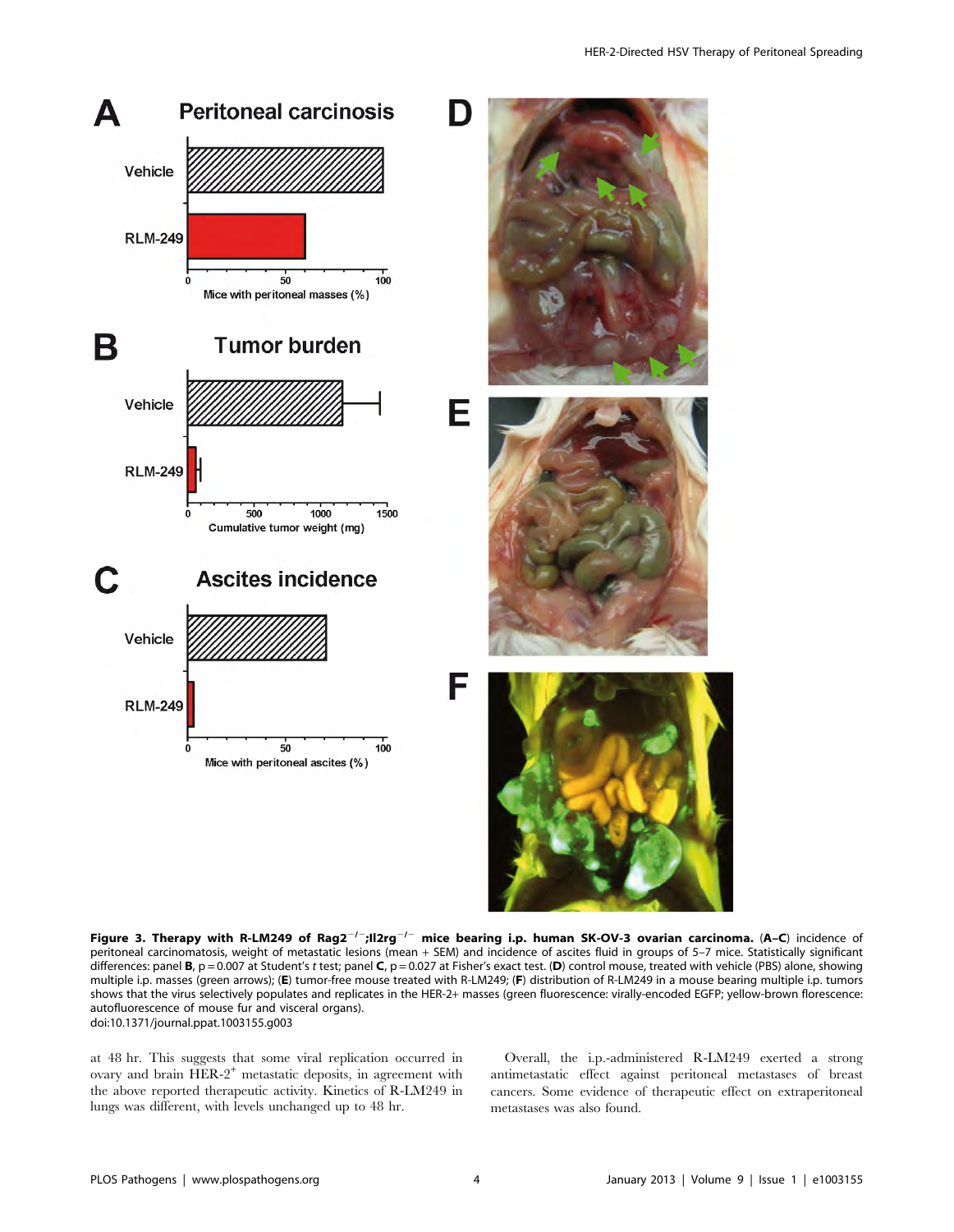**Figure 3. Therapy with R-LM249 of Rag2$^{-/-}$;Il2rg$^{-/-}$ mice bearing i.p. human SK-OV-3 ovarian carcinoma.** (**A–C**) incidence of peritoneal carcinomatosis, weight of metastatic lesions (mean + SEM) and incidence of ascites fluid in groups of 5–7 mice. Statistically significant differences: panel **B**, p = 0.007 at Student's *t* test; panel **C**, p = 0.027 at Fisher's exact test. (**D**) control mouse, treated with vehicle (PBS) alone, showing multiple i.p. masses (green arrows); (**E**) tumor-free mouse treated with R-LM249; (**F**) distribution of R-LM249 in a mouse bearing multiple i.p. tumors shows that the virus selectively populates and replicates in the HER-2+ masses (green fluorescence: virally-encoded EGFP; yellow-brown florescence: autofluorescence of mouse fur and visceral organs).
doi:10.1371/journal.ppat.1003155.g003

at 48 hr. This suggests that some viral replication occurred in ovary and brain HER-2$^{+}$ metastatic deposits, in agreement with the above reported therapeutic activity. Kinetics of R-LM249 in lungs was different, with levels unchanged up to 48 hr.

Overall, the i.p.-administered R-LM249 exerted a strong antimetastatic effect against peritoneal metastases of breast cancers. Some evidence of therapeutic effect on extraperitoneal metastases was also found.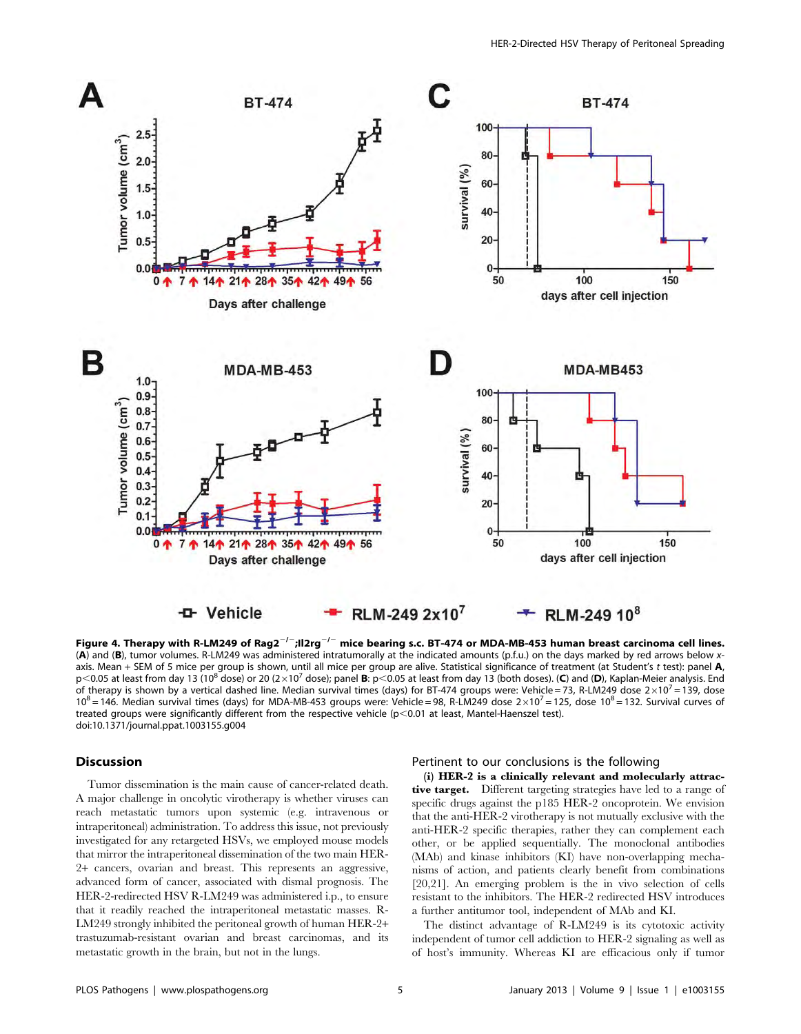**Figure 4. Therapy with R-LM249 of Rag2$^{-/-}$;Il2rg$^{-/-}$ mice bearing s.c. BT-474 or MDA-MB-453 human breast carcinoma cell lines.** (**A**) and (**B**), tumor volumes. R-LM249 was administered intratumorally at the indicated amounts (p.f.u.) on the days marked by red arrows below x-axis. Mean + SEM of 5 mice per group is shown, until all mice per group are alive. Statistical significance of treatment (at Student's t test): panel **A**, $p<0.05$ at least from day 13 ($10^8$ dose) or 20 ($2\times10^7$ dose); panel **B**: $p<0.05$ at least from day 13 (both doses). (**C**) and (**D**), Kaplan-Meier analysis. End of therapy is shown by a vertical dashed line. Median survival times (days) for BT-474 groups were: Vehicle = 73, R-LM249 dose $2\times10^7$ = 139, dose $10^8$ = 146. Median survival times (days) for MDA-MB-453 groups were: Vehicle = 98, R-LM249 dose $2\times10^7$ = 125, dose $10^8$ = 132. Survival curves of treated groups were significantly different from the respective vehicle ($p<0.01$ at least, Mantel-Haenszel test).
doi:10.1371/journal.ppat.1003155.g004

## Discussion

Tumor dissemination is the main cause of cancer-related death. A major challenge in oncolytic virotherapy is whether viruses can reach metastatic tumors upon systemic (e.g. intravenous or intraperitoneal) administration. To address this issue, not previously investigated for any retargeted HSVs, we employed mouse models that mirror the intraperitoneal dissemination of the two main HER-2+ cancers, ovarian and breast. This represents an aggressive, advanced form of cancer, associated with dismal prognosis. The HER-2-redirected HSV R-LM249 was administered i.p., to ensure that it readily reached the intraperitoneal metastatic masses. R-LM249 strongly inhibited the peritoneal growth of human HER-2+ trastuzumab-resistant ovarian and breast carcinomas, and its metastatic growth in the brain, but not in the lungs.

Pertinent to our conclusions is the following

**(i) HER-2 is a clinically relevant and molecularly attractive target.** Different targeting strategies have led to a range of specific drugs against the p185 HER-2 oncoprotein. We envision that the anti-HER-2 virotherapy is not mutually exclusive with the anti-HER-2 specific therapies, rather they can complement each other, or be applied sequentially. The monoclonal antibodies (MAb) and kinase inhibitors (KI) have non-overlapping mechanisms of action, and patients clearly benefit from combinations [20,21]. An emerging problem is the in vivo selection of cells resistant to the inhibitors. The HER-2 redirected HSV introduces a further antitumor tool, independent of MAb and KI.

The distinct advantage of R-LM249 is its cytotoxic activity independent of tumor cell addiction to HER-2 signaling as well as of host's immunity. Whereas KI are efficacious only if tumor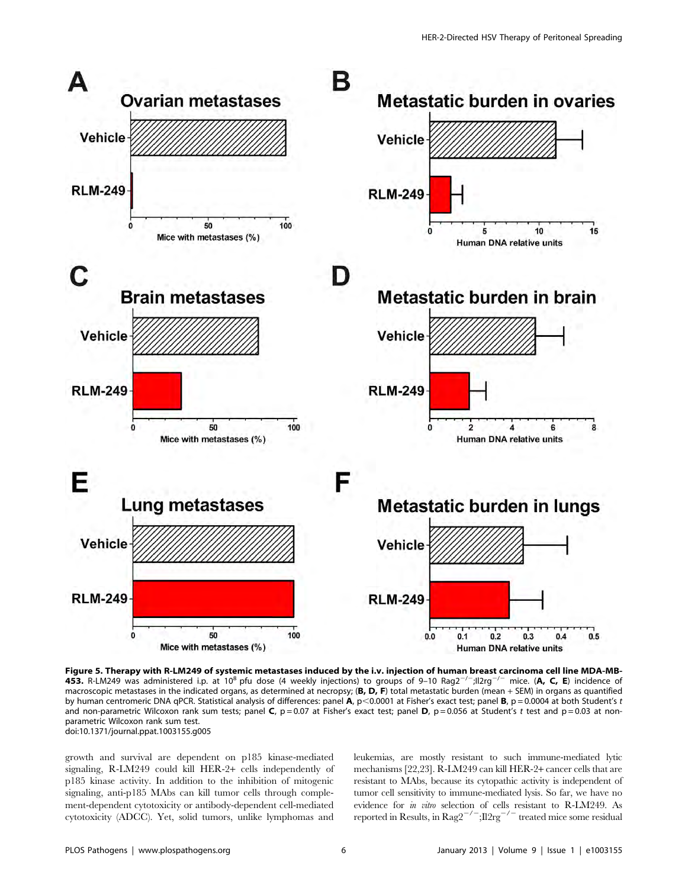**Figure 5. Therapy with R-LM249 of systemic metastases induced by the i.v. injection of human breast carcinoma cell line MDA-MB-453.** R-LM249 was administered i.p. at $10^8$ pfu dose (4 weekly injections) to groups of 9–10 Rag2$^{-/-}$;Il2rg$^{-/-}$ mice. (**A, C, E**) incidence of macroscopic metastases in the indicated organs, as determined at necropsy; (**B, D, F**) total metastatic burden (mean + SEM) in organs as quantified by human centromeric DNA qPCR. Statistical analysis of differences: panel **A**, $p<0.0001$ at Fisher's exact test; panel **B**, $p = 0.0004$ at both Student's *t* and non-parametric Wilcoxon rank sum tests; panel **C**, $p = 0.07$ at Fisher's exact test; panel **D**, $p = 0.056$ at Student's *t* test and $p = 0.03$ at non-parametric Wilcoxon rank sum test.
doi:10.1371/journal.ppat.1003155.g005

growth and survival are dependent on p185 kinase-mediated signaling, R-LM249 could kill HER-2+ cells independently of p185 kinase activity. In addition to the inhibition of mitogenic signaling, anti-p185 MAbs can kill tumor cells through complement-dependent cytotoxicity or antibody-dependent cell-mediated cytotoxicity (ADCC). Yet, solid tumors, unlike lymphomas and leukemias, are mostly resistant to such immune-mediated lytic mechanisms [22,23]. R-LM249 can kill HER-2+ cancer cells that are resistant to MAbs, because its cytopathic activity is independent of tumor cell sensitivity to immune-mediated lysis. So far, we have no evidence for *in vitro* selection of cells resistant to R-LM249. As reported in Results, in Rag2$^{-/-}$;Il2rg$^{-/-}$ treated mice some residual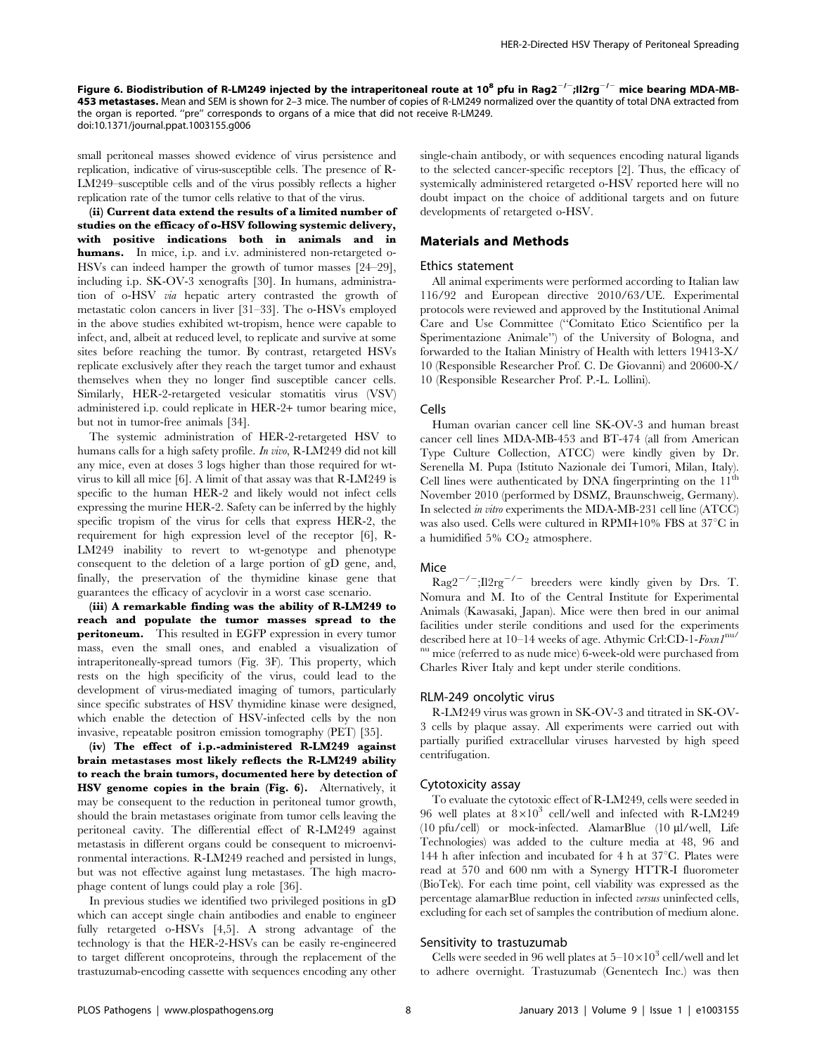**Figure 6. Biodistribution of R-LM249 injected by the intraperitoneal route at $10^8$ pfu in $Rag2^{-/-}$;$Il2rg^{-/-}$ mice bearing MDA-MB-453 metastases.** Mean and SEM is shown for 2–3 mice. The number of copies of R-LM249 normalized over the quantity of total DNA extracted from the organ is reported. "pre" corresponds to organs of a mice that did not receive R-LM249.
doi:10.1371/journal.ppat.1003155.g006

small peritoneal masses showed evidence of virus persistence and replication, indicative of virus-susceptible cells. The presence of R-LM249–susceptible cells and of the virus possibly reflects a higher replication rate of the tumor cells relative to that of the virus.

**(ii) Current data extend the results of a limited number of studies on the efficacy of o-HSV following systemic delivery, with positive indications both in animals and in humans.** In mice, i.p. and i.v. administered non-retargeted o-HSVs can indeed hamper the growth of tumor masses [24–29], including i.p. SK-OV-3 xenografts [30]. In humans, administration of o-HSV *via* hepatic artery contrasted the growth of metastatic colon cancers in liver [31–33]. The o-HSVs employed in the above studies exhibited wt-tropism, hence were capable to infect, and, albeit at reduced level, to replicate and survive at some sites before reaching the tumor. By contrast, retargeted HSVs replicate exclusively after they reach the target tumor and exhaust themselves when they no longer find susceptible cancer cells. Similarly, HER-2-retargeted vesicular stomatitis virus (VSV) administered i.p. could replicate in HER-2+ tumor bearing mice, but not in tumor-free animals [34].

The systemic administration of HER-2-retargeted HSV to humans calls for a high safety profile. *In vivo*, R-LM249 did not kill any mice, even at doses 3 logs higher than those required for wt-virus to kill all mice [6]. A limit of that assay was that R-LM249 is specific to the human HER-2 and likely would not infect cells expressing the murine HER-2. Safety can be inferred by the highly specific tropism of the virus for cells that express HER-2, the requirement for high expression level of the receptor [6], R-LM249 inability to revert to wt-genotype and phenotype consequent to the deletion of a large portion of gD gene, and, finally, the preservation of the thymidine kinase gene that guarantees the efficacy of acyclovir in a worst case scenario.

**(iii) A remarkable finding was the ability of R-LM249 to reach and populate the tumor masses spread to the peritoneum.** This resulted in EGFP expression in every tumor mass, even the small ones, and enabled a visualization of intraperitoneally-spread tumors (Fig. 3F). This property, which rests on the high specificity of the virus, could lead to the development of virus-mediated imaging of tumors, particularly since specific substrates of HSV thymidine kinase were designed, which enable the detection of HSV-infected cells by the non invasive, repeatable positron emission tomography (PET) [35].

**(iv) The effect of i.p.-administered R-LM249 against brain metastases most likely reflects the R-LM249 ability to reach the brain tumors, documented here by detection of HSV genome copies in the brain (Fig. 6).** Alternatively, it may be consequent to the reduction in peritoneal tumor growth, should the brain metastases originate from tumor cells leaving the peritoneal cavity. The differential effect of R-LM249 against metastasis in different organs could be consequent to microenvironmental interactions. R-LM249 reached and persisted in lungs, but was not effective against lung metastases. The high macrophage content of lungs could play a role [36].

In previous studies we identified two privileged positions in gD which can accept single chain antibodies and enable to engineer fully retargeted o-HSVs [4,5]. A strong advantage of the technology is that the HER-2-HSVs can be easily re-engineered to target different oncoproteins, through the replacement of the trastuzumab-encoding cassette with sequences encoding any other single-chain antibody, or with sequences encoding natural ligands to the selected cancer-specific receptors [2]. Thus, the efficacy of systemically administered retargeted o-HSV reported here will no doubt impact on the choice of additional targets and on future developments of retargeted o-HSV.

## Materials and Methods

### Ethics statement

All animal experiments were performed according to Italian law 116/92 and European directive 2010/63/UE. Experimental protocols were reviewed and approved by the Institutional Animal Care and Use Committee ("Comitato Etico Scientifico per la Sperimentazione Animale") of the University of Bologna, and forwarded to the Italian Ministry of Health with letters 19413-X/10 (Responsible Researcher Prof. C. De Giovanni) and 20600-X/10 (Responsible Researcher Prof. P.-L. Lollini).

### Cells

Human ovarian cancer cell line SK-OV-3 and human breast cancer cell lines MDA-MB-453 and BT-474 (all from American Type Culture Collection, ATCC) were kindly given by Dr. Serenella M. Pupa (Istituto Nazionale dei Tumori, Milan, Italy). Cell lines were authenticated by DNA fingerprinting on the 11th November 2010 (performed by DSMZ, Braunschweig, Germany). In selected *in vitro* experiments the MDA-MB-231 cell line (ATCC) was also used. Cells were cultured in RPMI+10% FBS at 37°C in a humidified 5% $CO_2$ atmosphere.

### Mice

$Rag2^{-/-}$;$Il2rg^{-/-}$ breeders were kindly given by Drs. T. Nomura and M. Ito of the Central Institute for Experimental Animals (Kawasaki, Japan). Mice were then bred in our animal facilities under sterile conditions and used for the experiments described here at 10–14 weeks of age. Athymic Crl:CD-1-*Foxn1*$^{nu/nu}$ mice (referred to as nude mice) 6-week-old were purchased from Charles River Italy and kept under sterile conditions.

### RLM-249 oncolytic virus

R-LM249 virus was grown in SK-OV-3 and titrated in SK-OV-3 cells by plaque assay. All experiments were carried out with partially purified extracellular viruses harvested by high speed centrifugation.

### Cytotoxicity assay

To evaluate the cytotoxic effect of R-LM249, cells were seeded in 96 well plates at $8\times10^3$ cell/well and infected with R-LM249 (10 pfu/cell) or mock-infected. AlamarBlue (10 µl/well, Life Technologies) was added to the culture media at 48, 96 and 144 h after infection and incubated for 4 h at 37°C. Plates were read at 570 and 600 nm with a Synergy HTTR-I fluorometer (BioTek). For each time point, cell viability was expressed as the percentage alamarBlue reduction in infected *versus* uninfected cells, excluding for each set of samples the contribution of medium alone.

### Sensitivity to trastuzumab

Cells were seeded in 96 well plates at $5–10\times10^3$ cell/well and let to adhere overnight. Trastuzumab (Genentech Inc.) was then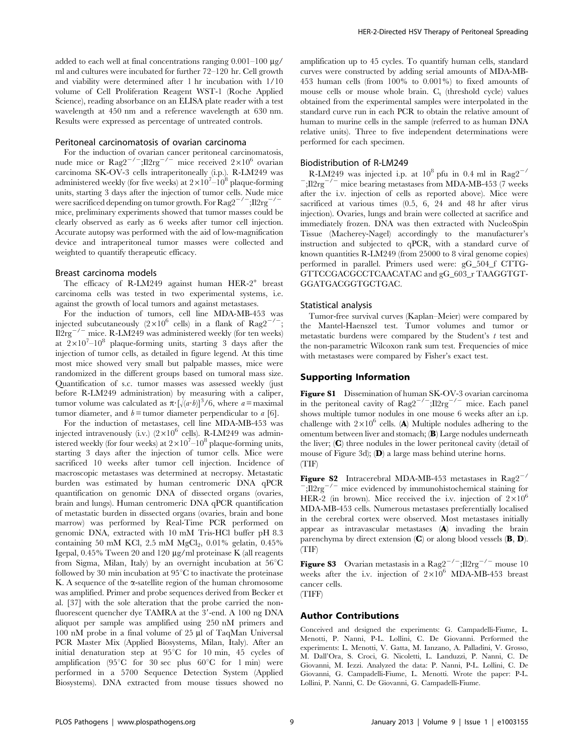added to each well at final concentrations ranging 0.001–100 μg/ml and cultures were incubated for further 72–120 hr. Cell growth and viability were determined after 1 hr incubation with 1/10 volume of Cell Proliferation Reagent WST-1 (Roche Applied Science), reading absorbance on an ELISA plate reader with a test wavelength at 450 nm and a reference wavelength at 630 nm. Results were expressed as percentage of untreated controls.

### Peritoneal carcinomatosis of ovarian carcinoma

For the induction of ovarian cancer peritoneal carcinomatosis, nude mice or $Rag2^{-/-}$;$Il2rg^{-/-}$ mice received $2\times10^6$ ovarian carcinoma SK-OV-3 cells intraperitoneally (i.p.). R-LM249 was administered weekly (for five weeks) at $2\times10^7$–$10^8$ plaque-forming units, starting 3 days after the injection of tumor cells. Nude mice were sacrificed depending on tumor growth. For $Rag2^{-/-}$;$Il2rg^{-/-}$ mice, preliminary experiments showed that tumor masses could be clearly observed as early as 6 weeks after tumor cell injection. Accurate autopsy was performed with the aid of low-magnification device and intraperitoneal tumor masses were collected and weighted to quantify therapeutic efficacy.

### Breast carcinoma models

The efficacy of R-LM249 against human HER-2$^+$ breast carcinoma cells was tested in two experimental systems, i.e. against the growth of local tumors and against metastases.

For the induction of tumors, cell line MDA-MB-453 was injected subcutaneously ($2\times10^6$ cells) in a flank of $Rag2^{-/-}$;$Il2rg^{-/-}$ mice. R-LM249 was administered weekly (for ten weeks) at $2\times10^7$–$10^8$ plaque-forming units, starting 3 days after the injection of tumor cells, as detailed in figure legend. At this time most mice showed very small but palpable masses, mice were randomized in the different groups based on tumoral mass size. Quantification of s.c. tumor masses was assessed weekly (just before R-LM249 administration) by measuring with a caliper, tumor volume was calculated as $\pi\cdot[\sqrt{(a\cdot b)}]^3/6$, where $a$ = maximal tumor diameter, and $b$ = tumor diameter perpendicular to $a$ [6].

For the induction of metastases, cell line MDA-MB-453 was injected intravenously (i.v.) ($2\times10^6$ cells). R-LM249 was administered weekly (for four weeks) at $2\times10^7$–$10^8$ plaque-forming units, starting 3 days after the injection of tumor cells. Mice were sacrificed 10 weeks after tumor cell injection. Incidence of macroscopic metastases was determined at necropsy. Metastatic burden was estimated by human centromeric DNA qPCR quantification on genomic DNA of dissected organs (ovaries, brain and lungs). Human centromeric DNA qPCR quantification of metastatic burden in dissected organs (ovaries, brain and bone marrow) was performed by Real-Time PCR performed on genomic DNA, extracted with 10 mM Tris-HCl buffer pH 8.3 containing 50 mM KCl, 2.5 mM $MgCl_2$, 0.01% gelatin, 0.45% Igepal, 0.45% Tween 20 and 120 μg/ml proteinase K (all reagents from Sigma, Milan, Italy) by an overnight incubation at 56°C followed by 30 min incubation at 95°C to inactivate the proteinase K. A sequence of the α-satellite region of the human chromosome was amplified. Primer and probe sequences derived from Becker et al. [37] with the sole alteration that the probe carried the non-fluorescent quencher dye TAMRA at the 3′-end. A 100 ng DNA aliquot per sample was amplified using 250 nM primers and 100 nM probe in a final volume of 25 μl of TaqMan Universal PCR Master Mix (Applied Biosystems, Milan, Italy). After an initial denaturation step at 95°C for 10 min, 45 cycles of amplification (95°C for 30 sec plus 60°C for 1 min) were performed in a 5700 Sequence Detection System (Applied Biosystems). DNA extracted from mouse tissues showed no amplification up to 45 cycles. To quantify human cells, standard curves were constructed by adding serial amounts of MDA-MB-453 human cells (from 100% to 0.001%) to fixed amounts of mouse cells or mouse whole brain. $C_t$ (threshold cycle) values obtained from the experimental samples were interpolated in the standard curve run in each PCR to obtain the relative amount of human to murine cells in the sample (referred to as human DNA relative units). Three to five independent determinations were performed for each specimen.

### Biodistribution of R-LM249

R-LM249 was injected i.p. at $10^8$ pfu in 0.4 ml in $Rag2^{-/-}$;$Il2rg^{-/-}$ mice bearing metastases from MDA-MB-453 (7 weeks after the i.v. injection of cells as reported above). Mice were sacrificed at various times (0.5, 6, 24 and 48 hr after virus injection). Ovaries, lungs and brain were collected at sacrifice and immediately frozen. DNA was then extracted with NucleoSpin Tissue (Macherey-Nagel) accordingly to the manufacturer's instruction and subjected to qPCR, with a standard curve of known quantities R-LM249 (from 25000 to 8 viral genome copies) performed in parallel. Primers used were: gG_504_f CTTGGTTCCGACGCCTCAACATAC and gG_603_r TAAGGTGTGGATGACGGTGCTGAC.

### Statistical analysis

Tumor-free survival curves (Kaplan–Meier) were compared by the Mantel-Haenszel test. Tumor volumes and tumor or metastatic burdens were compared by the Student's $t$ test and the non-parametric Wilcoxon rank sum test. Frequencies of mice with metastases were compared by Fisher's exact test.

## Supporting Information

**Figure S1** Dissemination of human SK-OV-3 ovarian carcinoma in the peritoneal cavity of $Rag2^{-/-}$;$Il2rg^{-/-}$ mice. Each panel shows multiple tumor nodules in one mouse 6 weeks after an i.p. challenge with $2\times10^6$ cells. (**A**) Multiple nodules adhering to the omentum between liver and stomach; (**B**) Large nodules underneath the liver; (**C**) three nodules in the lower peritoneal cavity (detail of mouse of Figure 3d); (**D**) a large mass behind uterine horns.
(TIF)

**Figure S2** Intracerebral MDA-MB-453 metastases in $Rag2^{-/-}$;$Il2rg^{-/-}$ mice evidenced by immunohistochemical staining for HER-2 (in brown). Mice received the i.v. injection of $2\times10^6$ MDA-MB-453 cells. Numerous metastases preferentially localised in the cerebral cortex were observed. Most metastases initially appear as intravascular metastases (**A**) invading the brain parenchyma by direct extension (**C**) or along blood vessels (**B**, **D**).
(TIF)

**Figure S3** Ovarian metastasis in a $Rag2^{-/-}$;$Il2rg^{-/-}$ mouse 10 weeks after the i.v. injection of $2\times10^6$ MDA-MB-453 breast cancer cells.
(TIFF)

## Author Contributions

Conceived and designed the experiments: G. Campadelli-Fiume, L. Menotti, P. Nanni, P-L. Lollini, C. De Giovanni. Performed the experiments: L. Menotti, V. Gatta, M. Ianzano, A. Palladini, V. Grosso, M. Dall'Ora, S. Croci, G. Nicoletti, L. Landuzzi, P. Nanni, C. De Giovanni, M. Iezzi. Analyzed the data: P. Nanni, P-L. Lollini, C. De Giovanni, G. Campadelli-Fiume, L. Menotti. Wrote the paper: P-L. Lollini, P. Nanni, C. De Giovanni, G. Campadelli-Fiume.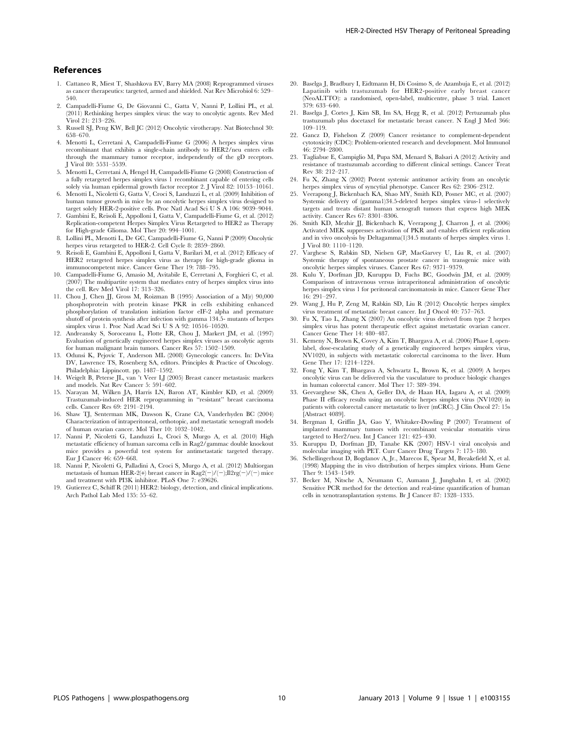## References

1. Cattaneo R, Miest T, Shashkova EV, Barry MA (2008) Reprogrammed viruses as cancer therapeutics: targeted, armed and shielded. Nat Rev Microbiol 6: 529–540.
2. Campadelli-Fiume G, De Giovanni C., Gatta V, Nanni P, Lollini PL, et al. (2011) Rethinking herpes simplex virus: the way to oncolytic agents. Rev Med Virol 21: 213–226.
3. Russell SJ, Peng KW, Bell JC (2012) Oncolytic virotherapy. Nat Biotechnol 30: 658–670.
4. Menotti L, Cerretani A, Campadelli-Fiume G (2006) A herpes simplex virus recombinant that exhibits a single-chain antibody to HER2/neu enters cells through the mammary tumor receptor, independently of the gD receptors. J Virol 80: 5531–5539.
5. Menotti L, Cerretani A, Hengel H, Campadelli-Fiume G (2008) Construction of a fully retargeted herpes simplex virus 1 recombinant capable of entering cells solely via human epidermal growth factor receptor 2. J Virol 82: 10153–10161.
6. Menotti L, Nicoletti G, Gatta V, Croci S, Landuzzi L, et al. (2009) Inhibition of human tumor growth in mice by an oncolytic herpes simplex virus designed to target solely HER-2-positive cells. Proc Natl Acad Sci U S A 106: 9039–9044.
7. Gambini E, Reisoli E, Appolloni I, Gatta V, Campadelli-Fiume G, et al. (2012) Replication-competent Herpes Simplex Virus Retargeted to HER2 as Therapy for High-grade Glioma. Mol Ther 20: 994–1001.
8. Lollini PL, Menotti L, De GC, Campadelli-Fiume G, Nanni P (2009) Oncolytic herpes virus retargeted to HER-2. Cell Cycle 8: 2859–2860.
9. Reisoli E, Gambini E, Appolloni I, Gatta V, Barilari M, et al. (2012) Efficacy of HER2 retargeted herpes simplex virus as therapy for high-grade glioma in immunocompetent mice. Cancer Gene Ther 19: 788–795.
10. Campadelli-Fiume G, Amasio M, Avitabile E, Cerretani A, Forghieri C, et al. (2007) The multipartite system that mediates entry of herpes simplex virus into the cell. Rev Med Virol 17: 313–326.
11. Chou J, Chen JJ, Gross M, Roizman B (1995) Association of a M(r) 90,000 phosphoprotein with protein kinase PKR in cells exhibiting enhanced phosphorylation of translation initiation factor eIF-2 alpha and premature shutoff of protein synthesis after infection with gamma 134.5- mutants of herpes simplex virus 1. Proc Natl Acad Sci U S A 92: 10516–10520.
12. Andreansky S, Soroceanu L, Flotte ER, Chou J, Markert JM, et al. (1997) Evaluation of genetically engineered herpes simplex viruses as oncolytic agents for human malignant brain tumors. Cancer Res 57: 1502–1509.
13. Odunsi K, Pejovic T, Anderson ML (2008) Gynecologic cancers. In: DeVita DV, Lawrence TS, Rosenberg SA, editors. Principles & Practice of Oncology. Philadelphia: Lippincott. pp. 1487–1592.
14. Weigelt B, Peterse JL, van 't Veer LJ (2005) Breast cancer metastasis: markers and models. Nat Rev Cancer 5: 591–602.
15. Narayan M, Wilken JA, Harris LN, Baron AT, Kimbler KD, et al. (2009) Trastuzumab-induced HER reprogramming in "resistant" breast carcinoma cells. Cancer Res 69: 2191–2194.
16. Shaw TJ, Senterman MK, Dawson K, Crane CA, Vanderhyden BC (2004) Characterization of intraperitoneal, orthotopic, and metastatic xenograft models of human ovarian cancer. Mol Ther 10: 1032–1042.
17. Nanni P, Nicoletti G, Landuzzi L, Croci S, Murgo A, et al. (2010) High metastatic efficiency of human sarcoma cells in Rag2/gammac double knockout mice provides a powerful test system for antimetastatic targeted therapy. Eur J Cancer 46: 659–668.
18. Nanni P, Nicoletti G, Palladini A, Croci S, Murgo A, et al. (2012) Multiorgan metastasis of human HER-2(+) breast cancer in Rag2(−)/(−);Il2rg(−)/(−) mice and treatment with PI3K inhibitor. PLoS One 7: e39626.
19. Gutierrez C, Schiff R (2011) HER2: biology, detection, and clinical implications. Arch Pathol Lab Med 135: 55–62.
20. Baselga J, Bradbury I, Eidtmann H, Di Cosimo S, de Azambuja E, et al. (2012) Lapatinib with trastuzumab for HER2-positive early breast cancer (NeoALTTO): a randomised, open-label, multicentre, phase 3 trial. Lancet 379: 633–640.
21. Baselga J, Cortes J, Kim SB, Im SA, Hegg R, et al. (2012) Pertuzumab plus trastuzumab plus docetaxel for metastatic breast cancer. N Engl J Med 366: 109–119.
22. Gancz D, Fishelson Z (2009) Cancer resistance to complement-dependent cytotoxicity (CDC): Problem-oriented research and development. Mol Immunol 46: 2794–2800.
23. Tagliabue E, Campiglio M, Pupa SM, Menard S, Balsari A (2012) Activity and resistance of trastuzumab according to different clinical settings. Cancer Treat Rev 38: 212–217.
24. Fu X, Zhang X (2002) Potent systemic antitumor activity from an oncolytic herpes simplex virus of syncytial phenotype. Cancer Res 62: 2306–2312.
25. Veerapong J, Bickenbach KA, Shao MY, Smith KD, Posner MC, et al. (2007) Systemic delivery of (gamma1)34.5-deleted herpes simplex virus-1 selectively targets and treats distant human xenograft tumors that express high MEK activity. Cancer Res 67: 8301–8306.
26. Smith KD, Mezhir JJ, Bickenbach K, Veerapong J, Charron J, et al. (2006) Activated MEK suppresses activation of PKR and enables efficient replication and in vivo oncolysis by Deltagamma(1)34.5 mutants of herpes simplex virus 1. J Virol 80: 1110–1120.
27. Varghese S, Rabkin SD, Nielsen GP, MacGarvey U, Liu R, et al. (2007) Systemic therapy of spontaneous prostate cancer in transgenic mice with oncolytic herpes simplex viruses. Cancer Res 67: 9371–9379.
28. Kulu Y, Dorfman JD, Kuruppu D, Fuchs BC, Goodwin JM, et al. (2009) Comparison of intravenous versus intraperitoneal administration of oncolytic herpes simplex virus 1 for peritoneal carcinomatosis in mice. Cancer Gene Ther 16: 291–297.
29. Wang J, Hu P, Zeng M, Rabkin SD, Liu R (2012) Oncolytic herpes simplex virus treatment of metastatic breast cancer. Int J Oncol 40: 757–763.
30. Fu X, Tao L, Zhang X (2007) An oncolytic virus derived from type 2 herpes simplex virus has potent therapeutic effect against metastatic ovarian cancer. Cancer Gene Ther 14: 480–487.
31. Kemeny N, Brown K, Covey A, Kim T, Bhargava A, et al. (2006) Phase I, open-label, dose-escalating study of a genetically engineered herpes simplex virus, NV1020, in subjects with metastatic colorectal carcinoma to the liver. Hum Gene Ther 17: 1214–1224.
32. Fong Y, Kim T, Bhargava A, Schwartz L, Brown K, et al. (2009) A herpes oncolytic virus can be delivered via the vasculature to produce biologic changes in human colorectal cancer. Mol Ther 17: 389–394.
33. Geevarghese SK, Chen A, Geller DA, de Haan HA, Iagaru A, et al. (2009) Phase II efficacy results using an oncolytic herpes simplex virus (NV1020) in patients with colorectal cancer metastatic to liver (mCRC). J Clin Oncol 27: 15s [Abstract 4089].
34. Bergman I, Griffin JA, Gao Y, Whitaker-Dowling P (2007) Treatment of implanted mammary tumors with recombinant vesicular stomatitis virus targeted to Her2/neu. Int J Cancer 121: 425–430.
35. Kuruppu D, Dorfman JD, Tanabe KK (2007) HSV-1 viral oncolysis and molecular imaging with PET. Curr Cancer Drug Targets 7: 175–180.
36. Schellingerhout D, Bogdanov A, Jr., Marecos E, Spear M, Breakefield X, et al. (1998) Mapping the in vivo distribution of herpes simplex virions. Hum Gene Ther 9: 1543–1549.
37. Becker M, Nitsche A, Neumann C, Aumann J, Junghahn I, et al. (2002) Sensitive PCR method for the detection and real-time quantification of human cells in xenotransplantation systems. Br J Cancer 87: 1328–1335.